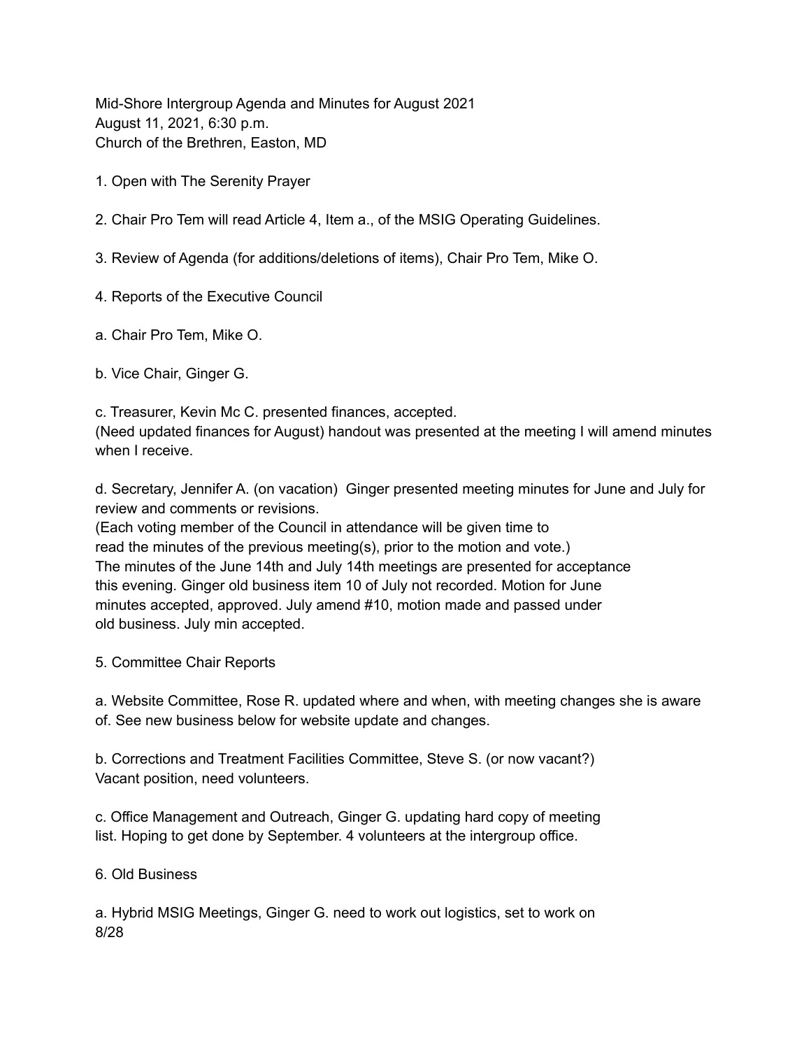Mid-Shore Intergroup Agenda and Minutes for August 2021
August 11, 2021, 6:30 p.m.
Church of the Brethren, Easton, MD

1. Open with The Serenity Prayer

2. Chair Pro Tem will read Article 4, Item a., of the MSIG Operating Guidelines.

3. Review of Agenda (for additions/deletions of items), Chair Pro Tem, Mike O.

4. Reports of the Executive Council

a. Chair Pro Tem, Mike O.

b. Vice Chair, Ginger G.

c. Treasurer, Kevin Mc C. presented finances, accepted.
(Need updated finances for August) handout was presented at the meeting I will amend minutes when I receive.

d. Secretary, Jennifer A. (on vacation) Ginger presented meeting minutes for June and July for review and comments or revisions.
(Each voting member of the Council in attendance will be given time to read the minutes of the previous meeting(s), prior to the motion and vote.)
The minutes of the June 14th and July 14th meetings are presented for acceptance this evening. Ginger old business item 10 of July not recorded. Motion for June minutes accepted, approved. July amend #10, motion made and passed under old business. July min accepted.

5. Committee Chair Reports

a. Website Committee, Rose R. updated where and when, with meeting changes she is aware of. See new business below for website update and changes.

b. Corrections and Treatment Facilities Committee, Steve S. (or now vacant?)
Vacant position, need volunteers.

c. Office Management and Outreach, Ginger G. updating hard copy of meeting list. Hoping to get done by September. 4 volunteers at the intergroup office.

6. Old Business

a. Hybrid MSIG Meetings, Ginger G. need to work out logistics, set to work on 8/28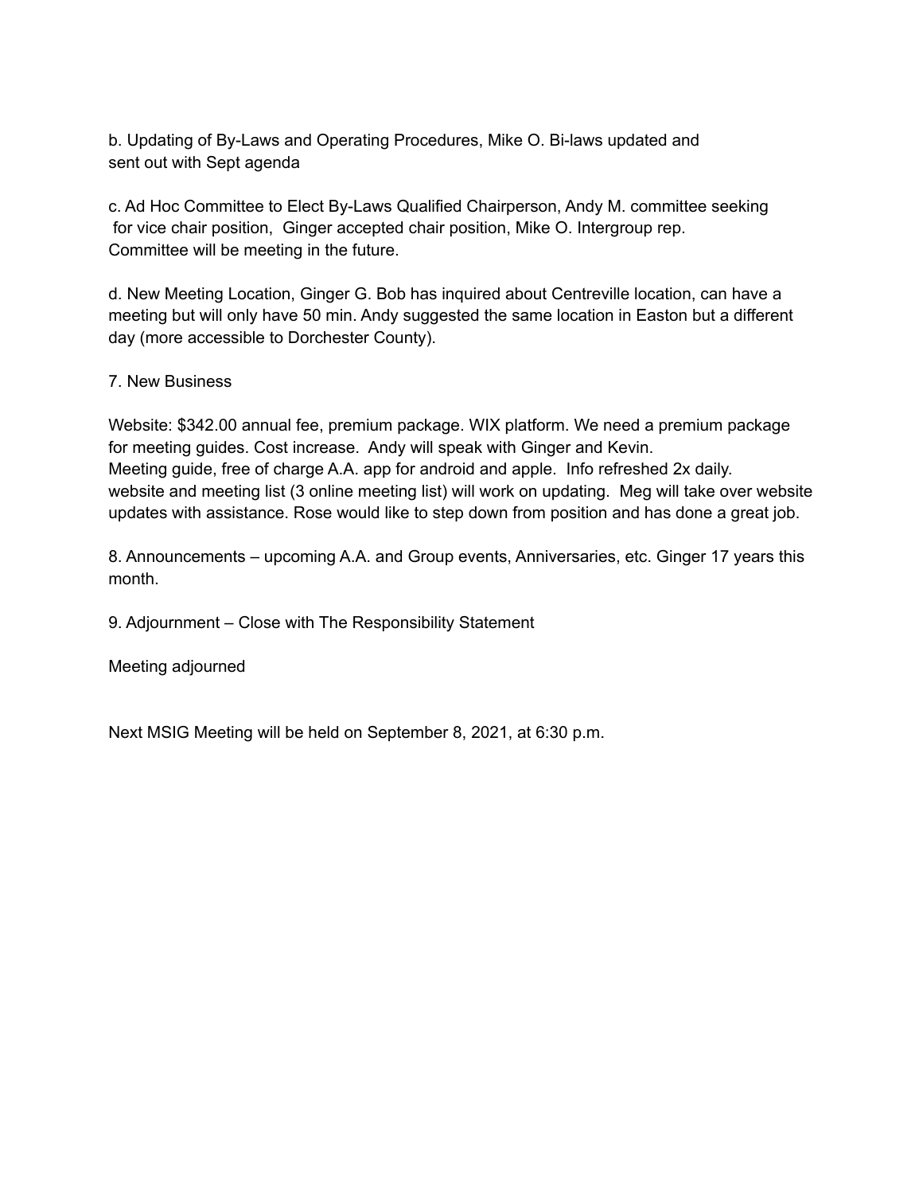b. Updating of By-Laws and Operating Procedures, Mike O. Bi-laws updated and sent out with Sept agenda

c. Ad Hoc Committee to Elect By-Laws Qualified Chairperson, Andy M. committee seeking for vice chair position, Ginger accepted chair position, Mike O. Intergroup rep. Committee will be meeting in the future.

d. New Meeting Location, Ginger G. Bob has inquired about Centreville location, can have a meeting but will only have 50 min. Andy suggested the same location in Easton but a different day (more accessible to Dorchester County).

7. New Business

Website: $342.00 annual fee, premium package. WIX platform. We need a premium package for meeting guides. Cost increase. Andy will speak with Ginger and Kevin.
Meeting guide, free of charge A.A. app for android and apple. Info refreshed 2x daily.
website and meeting list (3 online meeting list) will work on updating. Meg will take over website updates with assistance. Rose would like to step down from position and has done a great job.

8. Announcements – upcoming A.A. and Group events, Anniversaries, etc. Ginger 17 years this month.

9. Adjournment – Close with The Responsibility Statement

Meeting adjourned

Next MSIG Meeting will be held on September 8, 2021, at 6:30 p.m.